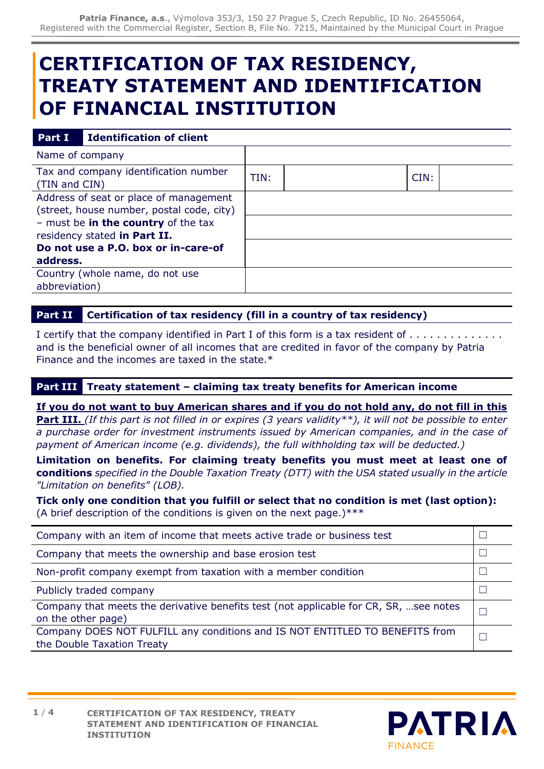# CERTIFICATION OF TAX RESIDENCY, TREATY STATEMENT AND IDENTIFICATION OF FINANCIAL INSTITUTION

| **Part I** | **Identification of client** | | |
|---|---|---|---|
| Name of company | | | |
| Tax and company identification number (TIN and CIN) | TIN: | | CIN: |
| Address of seat or place of management (street, house number, postal code, city) – must be **in the country** of the tax residency stated **in Part II.** **Do not use a P.O. box or in-care-of address.** | | | |
| Country (whole name, do not use abbreviation) | | | |

## Part II Certification of tax residency (fill in a country of tax residency)

I certify that the company identified in Part I of this form is a tax resident of . . . . . . . . . . . . . . and is the beneficial owner of all incomes that are credited in favor of the company by Patria Finance and the incomes are taxed in the state.*

## Part III Treaty statement – claiming tax treaty benefits for American income

**If you do not want to buy American shares and if you do not hold any, do not fill in this Part III.** *(If this part is not filled in or expires (3 years validity**), it will not be possible to enter a purchase order for investment instruments issued by American companies, and in the case of payment of American income (e.g. dividends), the full withholding tax will be deducted.)*

**Limitation on benefits. For claiming treaty benefits you must meet at least one of conditions** *specified in the Double Taxation Treaty (DTT) with the USA stated usually in the article "Limitation on benefits" (LOB).*

**Tick only one condition that you fulfill or select that no condition is met (last option):** (A brief description of the conditions is given on the next page.)***

| | |
|---|---|
| Company with an item of income that meets active trade or business test | ☐ |
| Company that meets the ownership and base erosion test | ☐ |
| Non-profit company exempt from taxation with a member condition | ☐ |
| Publicly traded company | ☐ |
| Company that meets the derivative benefits test (not applicable for CR, SR, …see notes on the other page) | ☐ |
| Company DOES NOT FULFILL any conditions and IS NOT ENTITLED TO BENEFITS from the Double Taxation Treaty | ☐ |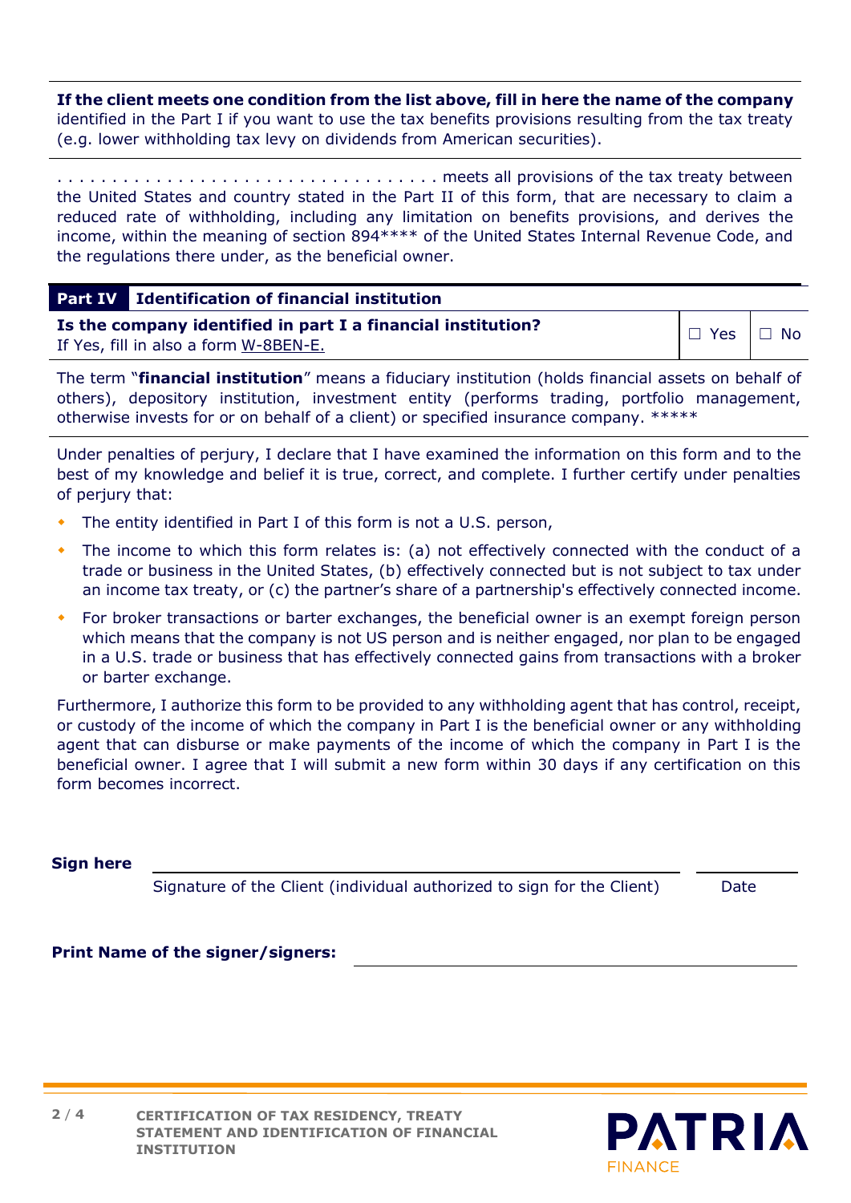**If the client meets one condition from the list above, fill in here the name of the company** identified in the Part I if you want to use the tax benefits provisions resulting from the tax treaty (e.g. lower withholding tax levy on dividends from American securities).

. . . . . . . . . . . . . . . . . . . . . . . . . . . . . . . . . . . meets all provisions of the tax treaty between the United States and country stated in the Part II of this form, that are necessary to claim a reduced rate of withholding, including any limitation on benefits provisions, and derives the income, within the meaning of section 894**** of the United States Internal Revenue Code, and the regulations there under, as the beneficial owner.

## Part IV Identification of financial institution

| **Is the company identified in part I a financial institution?** If Yes, fill in also a form W-8BEN-E. | ☐ Yes | ☐ No |
|---|---|---|

The term "**financial institution**" means a fiduciary institution (holds financial assets on behalf of others), depository institution, investment entity (performs trading, portfolio management, otherwise invests for or on behalf of a client) or specified insurance company. *****

Under penalties of perjury, I declare that I have examined the information on this form and to the best of my knowledge and belief it is true, correct, and complete. I further certify under penalties of perjury that:

- The entity identified in Part I of this form is not a U.S. person,
- The income to which this form relates is: (a) not effectively connected with the conduct of a trade or business in the United States, (b) effectively connected but is not subject to tax under an income tax treaty, or (c) the partner's share of a partnership's effectively connected income.
- For broker transactions or barter exchanges, the beneficial owner is an exempt foreign person which means that the company is not US person and is neither engaged, nor plan to be engaged in a U.S. trade or business that has effectively connected gains from transactions with a broker or barter exchange.

Furthermore, I authorize this form to be provided to any withholding agent that has control, receipt, or custody of the income of which the company in Part I is the beneficial owner or any withholding agent that can disburse or make payments of the income of which the company in Part I is the beneficial owner. I agree that I will submit a new form within 30 days if any certification on this form becomes incorrect.

**Sign here** ______________________________________ ____________

Signature of the Client (individual authorized to sign for the Client) Date

**Print Name of the signer/signers:** ______________________________________

CERTIFICATION OF TAX RESIDENCY, TREATY STATEMENT AND IDENTIFICATION OF FINANCIAL INSTITUTION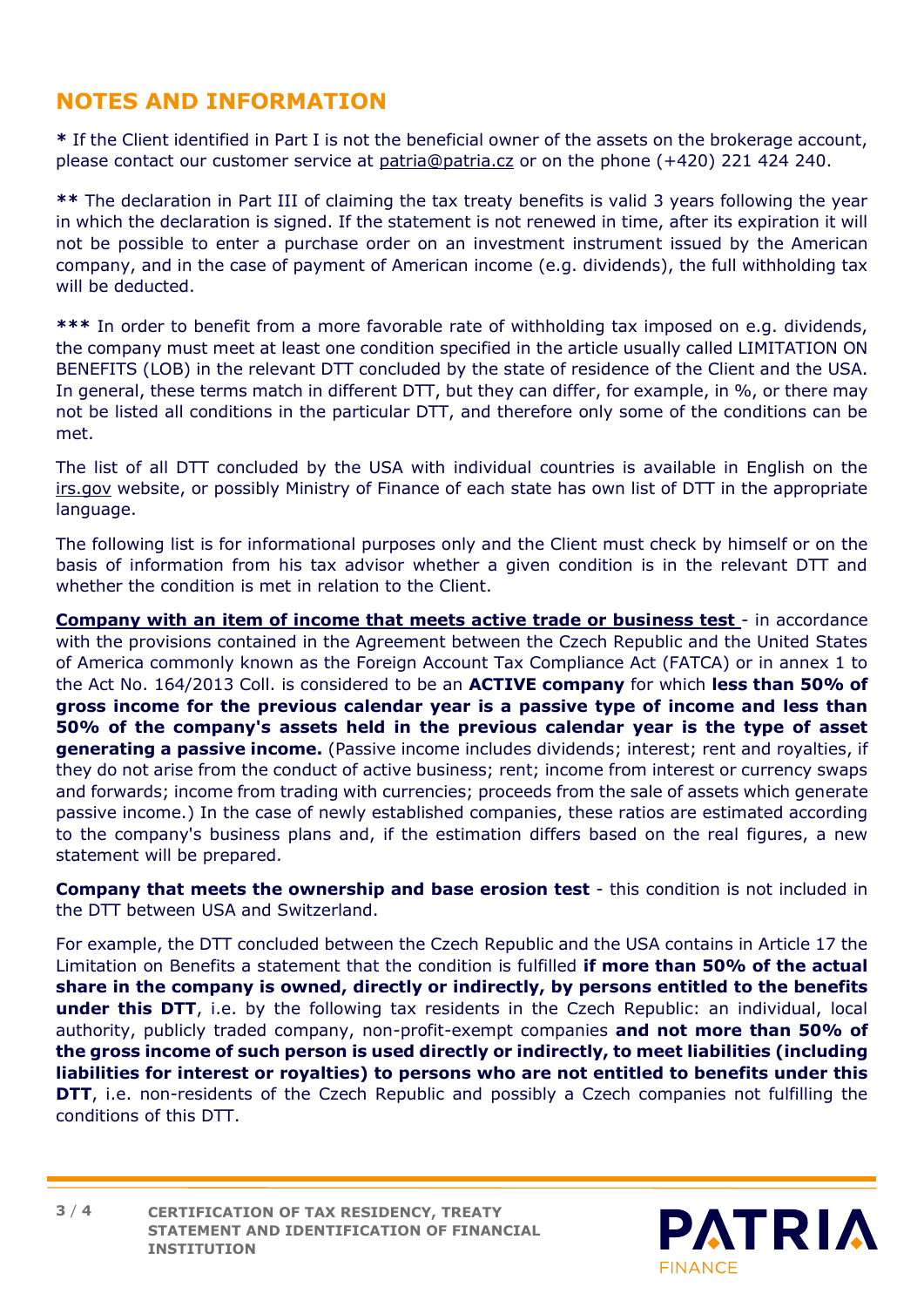## NOTES AND INFORMATION

**\*** If the Client identified in Part I is not the beneficial owner of the assets on the brokerage account, please contact our customer service at patria@patria.cz or on the phone (+420) 221 424 240.

**\*\*** The declaration in Part III of claiming the tax treaty benefits is valid 3 years following the year in which the declaration is signed. If the statement is not renewed in time, after its expiration it will not be possible to enter a purchase order on an investment instrument issued by the American company, and in the case of payment of American income (e.g. dividends), the full withholding tax will be deducted.

**\*\*\*** In order to benefit from a more favorable rate of withholding tax imposed on e.g. dividends, the company must meet at least one condition specified in the article usually called LIMITATION ON BENEFITS (LOB) in the relevant DTT concluded by the state of residence of the Client and the USA. In general, these terms match in different DTT, but they can differ, for example, in %, or there may not be listed all conditions in the particular DTT, and therefore only some of the conditions can be met.

The list of all DTT concluded by the USA with individual countries is available in English on the irs.gov website, or possibly Ministry of Finance of each state has own list of DTT in the appropriate language.

The following list is for informational purposes only and the Client must check by himself or on the basis of information from his tax advisor whether a given condition is in the relevant DTT and whether the condition is met in relation to the Client.

**Company with an item of income that meets active trade or business test** - in accordance with the provisions contained in the Agreement between the Czech Republic and the United States of America commonly known as the Foreign Account Tax Compliance Act (FATCA) or in annex 1 to the Act No. 164/2013 Coll. is considered to be an **ACTIVE company** for which **less than 50% of gross income for the previous calendar year is a passive type of income and less than 50% of the company's assets held in the previous calendar year is the type of asset generating a passive income.** (Passive income includes dividends; interest; rent and royalties, if they do not arise from the conduct of active business; rent; income from interest or currency swaps and forwards; income from trading with currencies; proceeds from the sale of assets which generate passive income.) In the case of newly established companies, these ratios are estimated according to the company's business plans and, if the estimation differs based on the real figures, a new statement will be prepared.

**Company that meets the ownership and base erosion test** - this condition is not included in the DTT between USA and Switzerland.

For example, the DTT concluded between the Czech Republic and the USA contains in Article 17 the Limitation on Benefits a statement that the condition is fulfilled **if more than 50% of the actual share in the company is owned, directly or indirectly, by persons entitled to the benefits under this DTT**, i.e. by the following tax residents in the Czech Republic: an individual, local authority, publicly traded company, non-profit-exempt companies **and not more than 50% of the gross income of such person is used directly or indirectly, to meet liabilities (including liabilities for interest or royalties) to persons who are not entitled to benefits under this DTT**, i.e. non-residents of the Czech Republic and possibly a Czech companies not fulfilling the conditions of this DTT.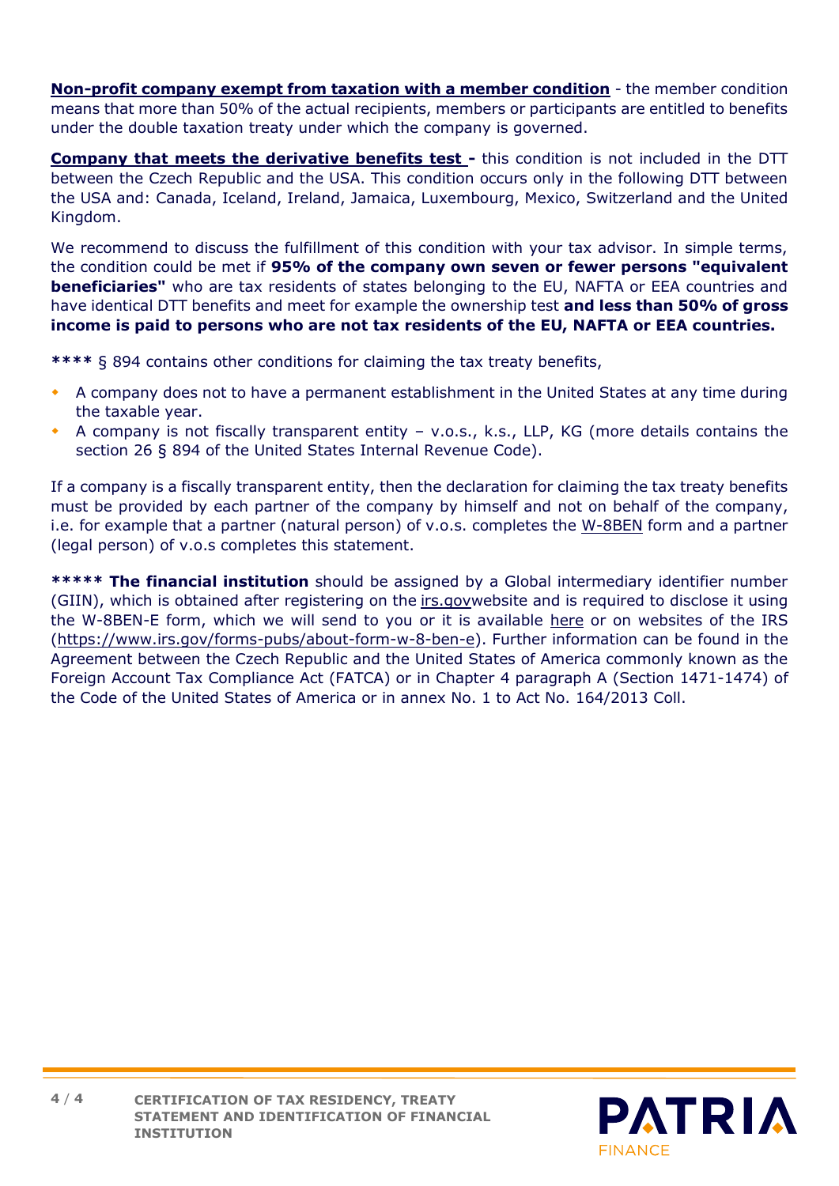**Non-profit company exempt from taxation with a member condition** - the member condition means that more than 50% of the actual recipients, members or participants are entitled to benefits under the double taxation treaty under which the company is governed.

**Company that meets the derivative benefits test -** this condition is not included in the DTT between the Czech Republic and the USA. This condition occurs only in the following DTT between the USA and: Canada, Iceland, Ireland, Jamaica, Luxembourg, Mexico, Switzerland and the United Kingdom.

We recommend to discuss the fulfillment of this condition with your tax advisor. In simple terms, the condition could be met if **95% of the company own seven or fewer persons "equivalent beneficiaries"** who are tax residents of states belonging to the EU, NAFTA or EEA countries and have identical DTT benefits and meet for example the ownership test **and less than 50% of gross income is paid to persons who are not tax residents of the EU, NAFTA or EEA countries.**

**\*\*\*\*** § 894 contains other conditions for claiming the tax treaty benefits,

- A company does not to have a permanent establishment in the United States at any time during the taxable year.
- A company is not fiscally transparent entity – v.o.s., k.s., LLP, KG (more details contains the section 26 § 894 of the United States Internal Revenue Code).

If a company is a fiscally transparent entity, then the declaration for claiming the tax treaty benefits must be provided by each partner of the company by himself and not on behalf of the company, i.e. for example that a partner (natural person) of v.o.s. completes the W-8BEN form and a partner (legal person) of v.o.s completes this statement.

**\*\*\*\*\* The financial institution** should be assigned by a Global intermediary identifier number (GIIN), which is obtained after registering on the irs.govwebsite and is required to disclose it using the W-8BEN-E form, which we will send to you or it is available here or on websites of the IRS (https://www.irs.gov/forms-pubs/about-form-w-8-ben-e). Further information can be found in the Agreement between the Czech Republic and the United States of America commonly known as the Foreign Account Tax Compliance Act (FATCA) or in Chapter 4 paragraph A (Section 1471-1474) of the Code of the United States of America or in annex No. 1 to Act No. 164/2013 Coll.